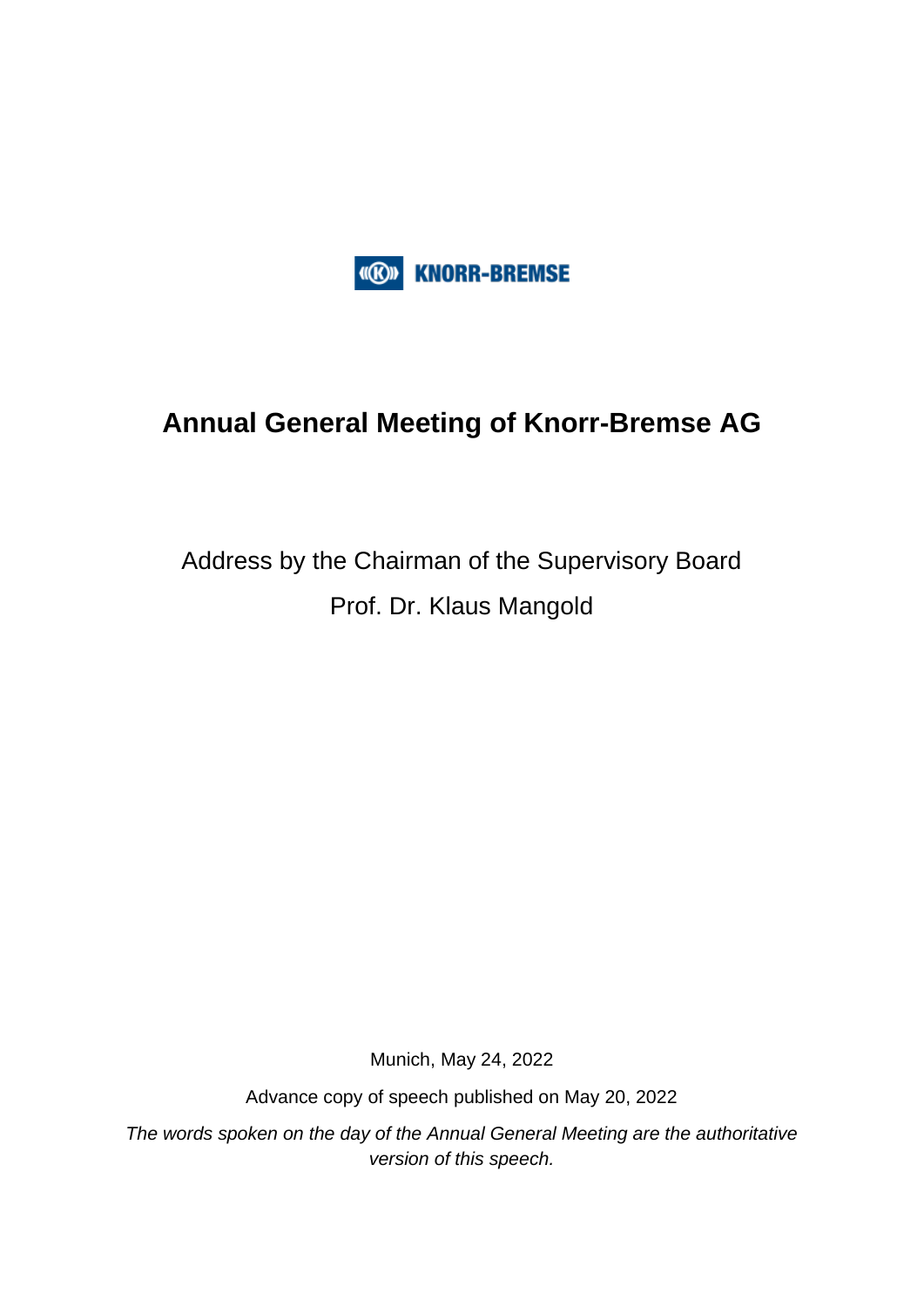KNORR-BREMSE

# Annual General Meeting of Knorr-Bremse AG

Address by the Chairman of the Supervisory Board

Prof. Dr. Klaus Mangold

Munich, May 24, 2022

Advance copy of speech published on May 20, 2022

*The words spoken on the day of the Annual General Meeting are the authoritative version of this speech.*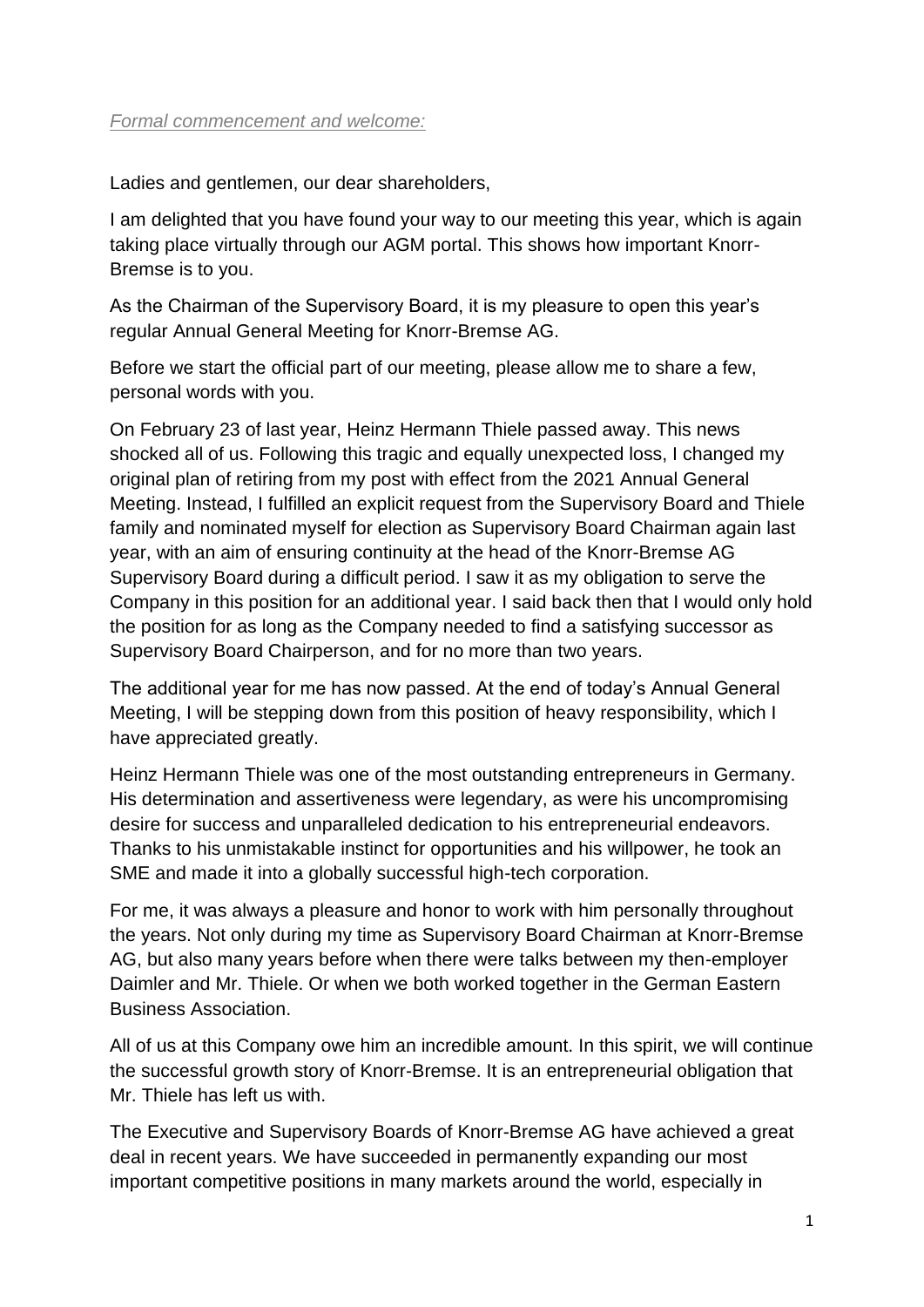*Formal commencement and welcome:*

Ladies and gentlemen, our dear shareholders,

I am delighted that you have found your way to our meeting this year, which is again taking place virtually through our AGM portal. This shows how important Knorr-Bremse is to you.

As the Chairman of the Supervisory Board, it is my pleasure to open this year's regular Annual General Meeting for Knorr-Bremse AG.

Before we start the official part of our meeting, please allow me to share a few, personal words with you.

On February 23 of last year, Heinz Hermann Thiele passed away. This news shocked all of us. Following this tragic and equally unexpected loss, I changed my original plan of retiring from my post with effect from the 2021 Annual General Meeting. Instead, I fulfilled an explicit request from the Supervisory Board and Thiele family and nominated myself for election as Supervisory Board Chairman again last year, with an aim of ensuring continuity at the head of the Knorr-Bremse AG Supervisory Board during a difficult period. I saw it as my obligation to serve the Company in this position for an additional year. I said back then that I would only hold the position for as long as the Company needed to find a satisfying successor as Supervisory Board Chairperson, and for no more than two years.

The additional year for me has now passed. At the end of today's Annual General Meeting, I will be stepping down from this position of heavy responsibility, which I have appreciated greatly.

Heinz Hermann Thiele was one of the most outstanding entrepreneurs in Germany. His determination and assertiveness were legendary, as were his uncompromising desire for success and unparalleled dedication to his entrepreneurial endeavors. Thanks to his unmistakable instinct for opportunities and his willpower, he took an SME and made it into a globally successful high-tech corporation.

For me, it was always a pleasure and honor to work with him personally throughout the years. Not only during my time as Supervisory Board Chairman at Knorr-Bremse AG, but also many years before when there were talks between my then-employer Daimler and Mr. Thiele. Or when we both worked together in the German Eastern Business Association.

All of us at this Company owe him an incredible amount. In this spirit, we will continue the successful growth story of Knorr-Bremse. It is an entrepreneurial obligation that Mr. Thiele has left us with.

The Executive and Supervisory Boards of Knorr-Bremse AG have achieved a great deal in recent years. We have succeeded in permanently expanding our most important competitive positions in many markets around the world, especially in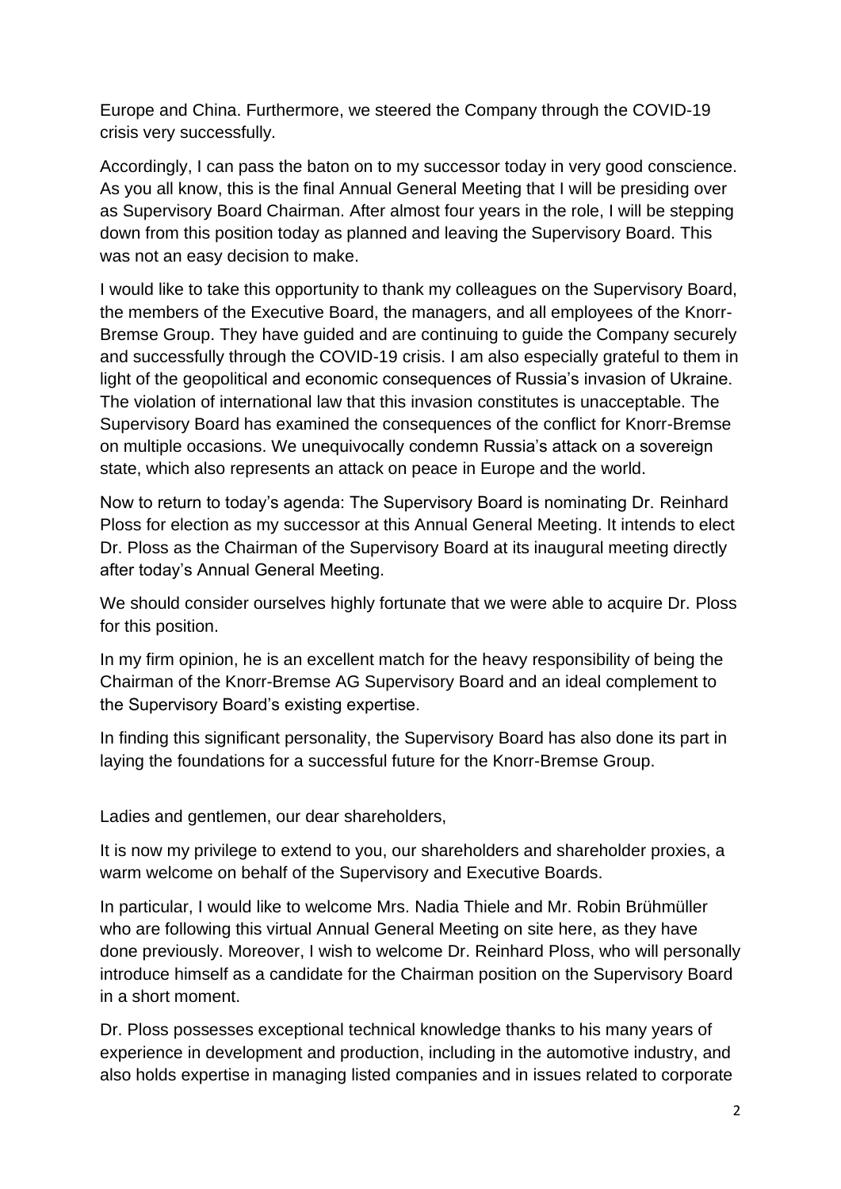Europe and China. Furthermore, we steered the Company through the COVID-19 crisis very successfully.

Accordingly, I can pass the baton on to my successor today in very good conscience. As you all know, this is the final Annual General Meeting that I will be presiding over as Supervisory Board Chairman. After almost four years in the role, I will be stepping down from this position today as planned and leaving the Supervisory Board. This was not an easy decision to make.

I would like to take this opportunity to thank my colleagues on the Supervisory Board, the members of the Executive Board, the managers, and all employees of the Knorr-Bremse Group. They have guided and are continuing to guide the Company securely and successfully through the COVID-19 crisis. I am also especially grateful to them in light of the geopolitical and economic consequences of Russia's invasion of Ukraine. The violation of international law that this invasion constitutes is unacceptable. The Supervisory Board has examined the consequences of the conflict for Knorr-Bremse on multiple occasions. We unequivocally condemn Russia's attack on a sovereign state, which also represents an attack on peace in Europe and the world.

Now to return to today's agenda: The Supervisory Board is nominating Dr. Reinhard Ploss for election as my successor at this Annual General Meeting. It intends to elect Dr. Ploss as the Chairman of the Supervisory Board at its inaugural meeting directly after today's Annual General Meeting.

We should consider ourselves highly fortunate that we were able to acquire Dr. Ploss for this position.

In my firm opinion, he is an excellent match for the heavy responsibility of being the Chairman of the Knorr-Bremse AG Supervisory Board and an ideal complement to the Supervisory Board's existing expertise.

In finding this significant personality, the Supervisory Board has also done its part in laying the foundations for a successful future for the Knorr-Bremse Group.

Ladies and gentlemen, our dear shareholders,

It is now my privilege to extend to you, our shareholders and shareholder proxies, a warm welcome on behalf of the Supervisory and Executive Boards.

In particular, I would like to welcome Mrs. Nadia Thiele and Mr. Robin Brühmüller who are following this virtual Annual General Meeting on site here, as they have done previously. Moreover, I wish to welcome Dr. Reinhard Ploss, who will personally introduce himself as a candidate for the Chairman position on the Supervisory Board in a short moment.

Dr. Ploss possesses exceptional technical knowledge thanks to his many years of experience in development and production, including in the automotive industry, and also holds expertise in managing listed companies and in issues related to corporate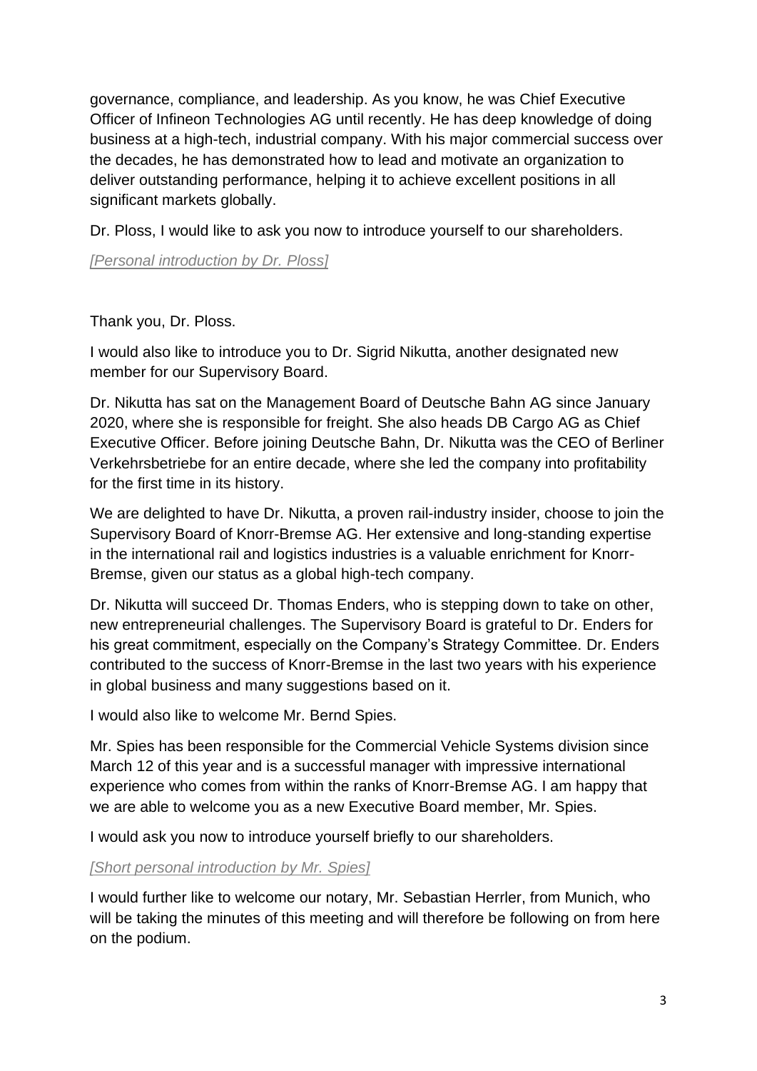governance, compliance, and leadership. As you know, he was Chief Executive Officer of Infineon Technologies AG until recently. He has deep knowledge of doing business at a high-tech, industrial company. With his major commercial success over the decades, he has demonstrated how to lead and motivate an organization to deliver outstanding performance, helping it to achieve excellent positions in all significant markets globally.

Dr. Ploss, I would like to ask you now to introduce yourself to our shareholders.

*[Personal introduction by Dr. Ploss]*

Thank you, Dr. Ploss.

I would also like to introduce you to Dr. Sigrid Nikutta, another designated new member for our Supervisory Board.

Dr. Nikutta has sat on the Management Board of Deutsche Bahn AG since January 2020, where she is responsible for freight. She also heads DB Cargo AG as Chief Executive Officer. Before joining Deutsche Bahn, Dr. Nikutta was the CEO of Berliner Verkehrsbetriebe for an entire decade, where she led the company into profitability for the first time in its history.

We are delighted to have Dr. Nikutta, a proven rail-industry insider, choose to join the Supervisory Board of Knorr-Bremse AG. Her extensive and long-standing expertise in the international rail and logistics industries is a valuable enrichment for Knorr-Bremse, given our status as a global high-tech company.

Dr. Nikutta will succeed Dr. Thomas Enders, who is stepping down to take on other, new entrepreneurial challenges. The Supervisory Board is grateful to Dr. Enders for his great commitment, especially on the Company's Strategy Committee. Dr. Enders contributed to the success of Knorr-Bremse in the last two years with his experience in global business and many suggestions based on it.

I would also like to welcome Mr. Bernd Spies.

Mr. Spies has been responsible for the Commercial Vehicle Systems division since March 12 of this year and is a successful manager with impressive international experience who comes from within the ranks of Knorr-Bremse AG. I am happy that we are able to welcome you as a new Executive Board member, Mr. Spies.

I would ask you now to introduce yourself briefly to our shareholders.

*[Short personal introduction by Mr. Spies]*

I would further like to welcome our notary, Mr. Sebastian Herrler, from Munich, who will be taking the minutes of this meeting and will therefore be following on from here on the podium.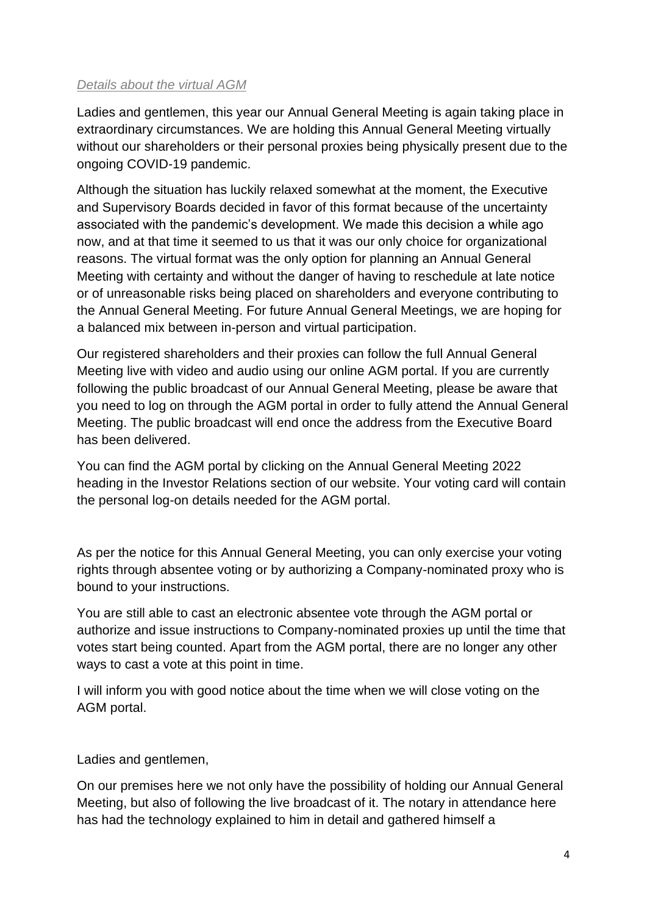*Details about the virtual AGM*

Ladies and gentlemen, this year our Annual General Meeting is again taking place in extraordinary circumstances. We are holding this Annual General Meeting virtually without our shareholders or their personal proxies being physically present due to the ongoing COVID-19 pandemic.

Although the situation has luckily relaxed somewhat at the moment, the Executive and Supervisory Boards decided in favor of this format because of the uncertainty associated with the pandemic's development. We made this decision a while ago now, and at that time it seemed to us that it was our only choice for organizational reasons. The virtual format was the only option for planning an Annual General Meeting with certainty and without the danger of having to reschedule at late notice or of unreasonable risks being placed on shareholders and everyone contributing to the Annual General Meeting. For future Annual General Meetings, we are hoping for a balanced mix between in-person and virtual participation.

Our registered shareholders and their proxies can follow the full Annual General Meeting live with video and audio using our online AGM portal. If you are currently following the public broadcast of our Annual General Meeting, please be aware that you need to log on through the AGM portal in order to fully attend the Annual General Meeting. The public broadcast will end once the address from the Executive Board has been delivered.

You can find the AGM portal by clicking on the Annual General Meeting 2022 heading in the Investor Relations section of our website. Your voting card will contain the personal log-on details needed for the AGM portal.

As per the notice for this Annual General Meeting, you can only exercise your voting rights through absentee voting or by authorizing a Company-nominated proxy who is bound to your instructions.

You are still able to cast an electronic absentee vote through the AGM portal or authorize and issue instructions to Company-nominated proxies up until the time that votes start being counted. Apart from the AGM portal, there are no longer any other ways to cast a vote at this point in time.

I will inform you with good notice about the time when we will close voting on the AGM portal.

Ladies and gentlemen,

On our premises here we not only have the possibility of holding our Annual General Meeting, but also of following the live broadcast of it. The notary in attendance here has had the technology explained to him in detail and gathered himself a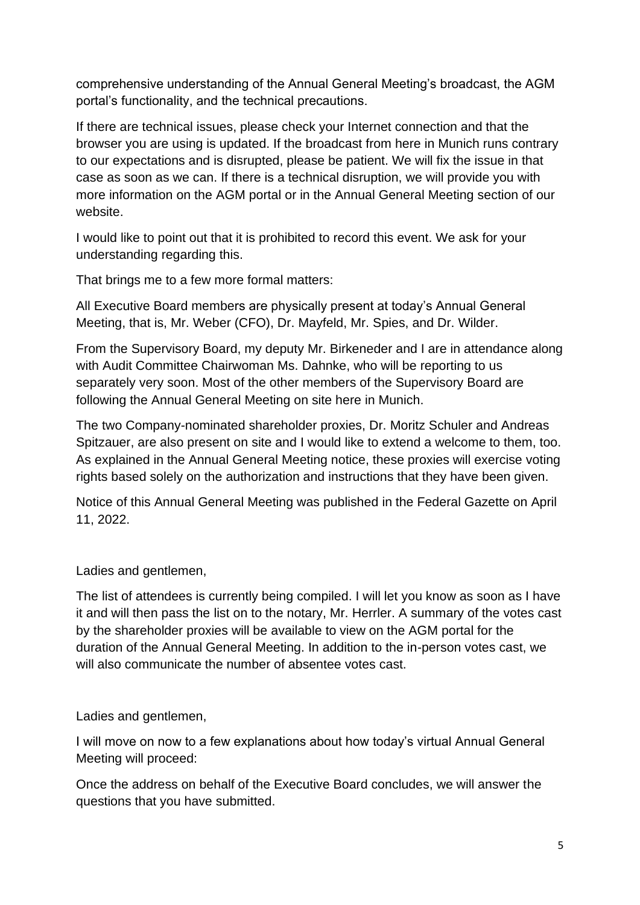comprehensive understanding of the Annual General Meeting's broadcast, the AGM portal's functionality, and the technical precautions.

If there are technical issues, please check your Internet connection and that the browser you are using is updated. If the broadcast from here in Munich runs contrary to our expectations and is disrupted, please be patient. We will fix the issue in that case as soon as we can. If there is a technical disruption, we will provide you with more information on the AGM portal or in the Annual General Meeting section of our website.

I would like to point out that it is prohibited to record this event. We ask for your understanding regarding this.

That brings me to a few more formal matters:

All Executive Board members are physically present at today's Annual General Meeting, that is, Mr. Weber (CFO), Dr. Mayfeld, Mr. Spies, and Dr. Wilder.

From the Supervisory Board, my deputy Mr. Birkeneder and I are in attendance along with Audit Committee Chairwoman Ms. Dahnke, who will be reporting to us separately very soon. Most of the other members of the Supervisory Board are following the Annual General Meeting on site here in Munich.

The two Company-nominated shareholder proxies, Dr. Moritz Schuler and Andreas Spitzauer, are also present on site and I would like to extend a welcome to them, too. As explained in the Annual General Meeting notice, these proxies will exercise voting rights based solely on the authorization and instructions that they have been given.

Notice of this Annual General Meeting was published in the Federal Gazette on April 11, 2022.

Ladies and gentlemen,

The list of attendees is currently being compiled. I will let you know as soon as I have it and will then pass the list on to the notary, Mr. Herrler. A summary of the votes cast by the shareholder proxies will be available to view on the AGM portal for the duration of the Annual General Meeting. In addition to the in-person votes cast, we will also communicate the number of absentee votes cast.

Ladies and gentlemen,

I will move on now to a few explanations about how today's virtual Annual General Meeting will proceed:

Once the address on behalf of the Executive Board concludes, we will answer the questions that you have submitted.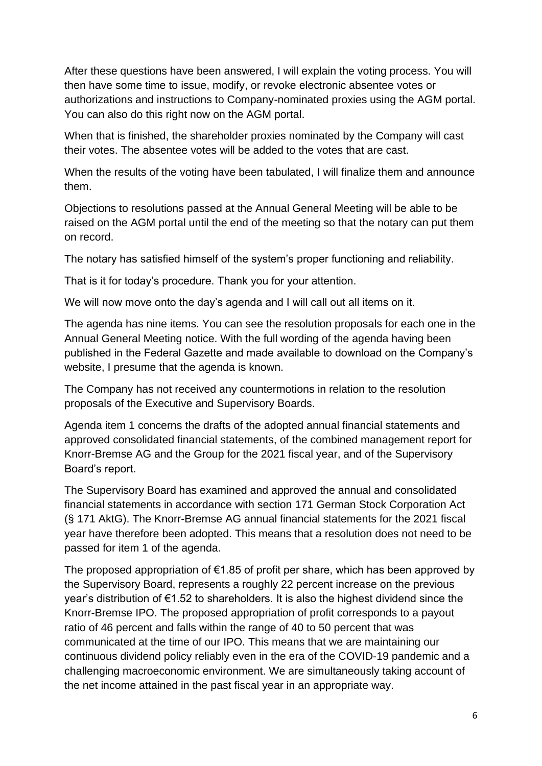After these questions have been answered, I will explain the voting process. You will then have some time to issue, modify, or revoke electronic absentee votes or authorizations and instructions to Company-nominated proxies using the AGM portal. You can also do this right now on the AGM portal.

When that is finished, the shareholder proxies nominated by the Company will cast their votes. The absentee votes will be added to the votes that are cast.

When the results of the voting have been tabulated, I will finalize them and announce them.

Objections to resolutions passed at the Annual General Meeting will be able to be raised on the AGM portal until the end of the meeting so that the notary can put them on record.

The notary has satisfied himself of the system's proper functioning and reliability.

That is it for today's procedure. Thank you for your attention.

We will now move onto the day's agenda and I will call out all items on it.

The agenda has nine items. You can see the resolution proposals for each one in the Annual General Meeting notice. With the full wording of the agenda having been published in the Federal Gazette and made available to download on the Company's website, I presume that the agenda is known.

The Company has not received any countermotions in relation to the resolution proposals of the Executive and Supervisory Boards.

Agenda item 1 concerns the drafts of the adopted annual financial statements and approved consolidated financial statements, of the combined management report for Knorr-Bremse AG and the Group for the 2021 fiscal year, and of the Supervisory Board's report.

The Supervisory Board has examined and approved the annual and consolidated financial statements in accordance with section 171 German Stock Corporation Act (§ 171 AktG). The Knorr-Bremse AG annual financial statements for the 2021 fiscal year have therefore been adopted. This means that a resolution does not need to be passed for item 1 of the agenda.

The proposed appropriation of €1.85 of profit per share, which has been approved by the Supervisory Board, represents a roughly 22 percent increase on the previous year's distribution of €1.52 to shareholders. It is also the highest dividend since the Knorr-Bremse IPO. The proposed appropriation of profit corresponds to a payout ratio of 46 percent and falls within the range of 40 to 50 percent that was communicated at the time of our IPO. This means that we are maintaining our continuous dividend policy reliably even in the era of the COVID-19 pandemic and a challenging macroeconomic environment. We are simultaneously taking account of the net income attained in the past fiscal year in an appropriate way.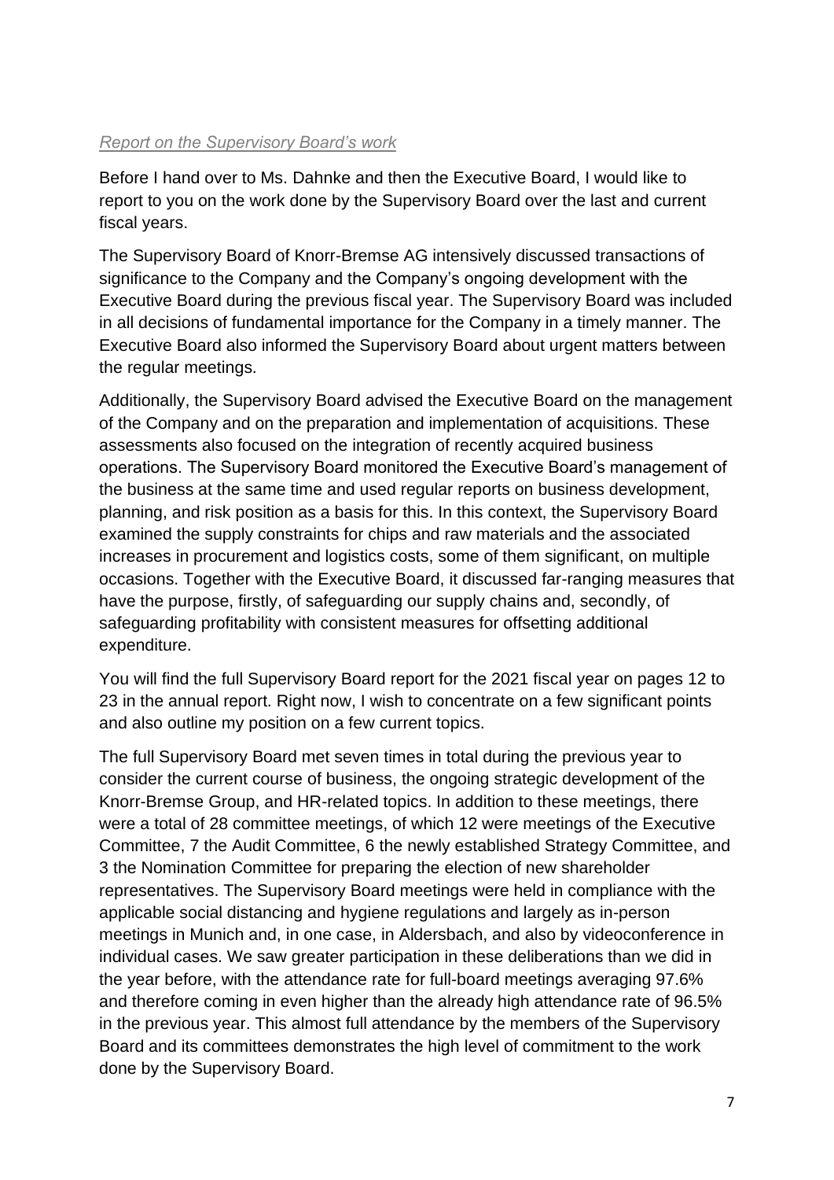*Report on the Supervisory Board's work*

Before I hand over to Ms. Dahnke and then the Executive Board, I would like to report to you on the work done by the Supervisory Board over the last and current fiscal years.

The Supervisory Board of Knorr-Bremse AG intensively discussed transactions of significance to the Company and the Company's ongoing development with the Executive Board during the previous fiscal year. The Supervisory Board was included in all decisions of fundamental importance for the Company in a timely manner. The Executive Board also informed the Supervisory Board about urgent matters between the regular meetings.

Additionally, the Supervisory Board advised the Executive Board on the management of the Company and on the preparation and implementation of acquisitions. These assessments also focused on the integration of recently acquired business operations. The Supervisory Board monitored the Executive Board's management of the business at the same time and used regular reports on business development, planning, and risk position as a basis for this. In this context, the Supervisory Board examined the supply constraints for chips and raw materials and the associated increases in procurement and logistics costs, some of them significant, on multiple occasions. Together with the Executive Board, it discussed far-ranging measures that have the purpose, firstly, of safeguarding our supply chains and, secondly, of safeguarding profitability with consistent measures for offsetting additional expenditure.

You will find the full Supervisory Board report for the 2021 fiscal year on pages 12 to 23 in the annual report. Right now, I wish to concentrate on a few significant points and also outline my position on a few current topics.

The full Supervisory Board met seven times in total during the previous year to consider the current course of business, the ongoing strategic development of the Knorr-Bremse Group, and HR-related topics. In addition to these meetings, there were a total of 28 committee meetings, of which 12 were meetings of the Executive Committee, 7 the Audit Committee, 6 the newly established Strategy Committee, and 3 the Nomination Committee for preparing the election of new shareholder representatives. The Supervisory Board meetings were held in compliance with the applicable social distancing and hygiene regulations and largely as in-person meetings in Munich and, in one case, in Aldersbach, and also by videoconference in individual cases. We saw greater participation in these deliberations than we did in the year before, with the attendance rate for full-board meetings averaging 97.6% and therefore coming in even higher than the already high attendance rate of 96.5% in the previous year. This almost full attendance by the members of the Supervisory Board and its committees demonstrates the high level of commitment to the work done by the Supervisory Board.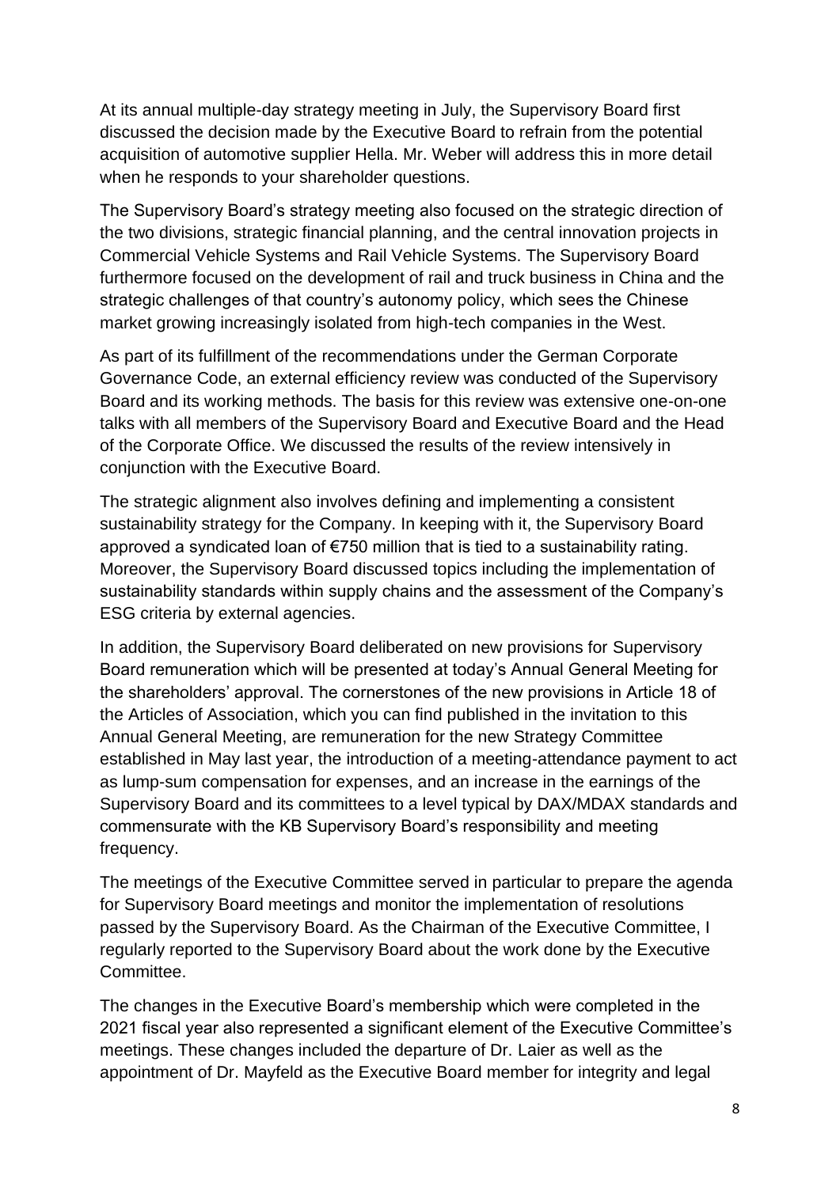At its annual multiple-day strategy meeting in July, the Supervisory Board first discussed the decision made by the Executive Board to refrain from the potential acquisition of automotive supplier Hella. Mr. Weber will address this in more detail when he responds to your shareholder questions.

The Supervisory Board's strategy meeting also focused on the strategic direction of the two divisions, strategic financial planning, and the central innovation projects in Commercial Vehicle Systems and Rail Vehicle Systems. The Supervisory Board furthermore focused on the development of rail and truck business in China and the strategic challenges of that country's autonomy policy, which sees the Chinese market growing increasingly isolated from high-tech companies in the West.

As part of its fulfillment of the recommendations under the German Corporate Governance Code, an external efficiency review was conducted of the Supervisory Board and its working methods. The basis for this review was extensive one-on-one talks with all members of the Supervisory Board and Executive Board and the Head of the Corporate Office. We discussed the results of the review intensively in conjunction with the Executive Board.

The strategic alignment also involves defining and implementing a consistent sustainability strategy for the Company. In keeping with it, the Supervisory Board approved a syndicated loan of €750 million that is tied to a sustainability rating. Moreover, the Supervisory Board discussed topics including the implementation of sustainability standards within supply chains and the assessment of the Company's ESG criteria by external agencies.

In addition, the Supervisory Board deliberated on new provisions for Supervisory Board remuneration which will be presented at today's Annual General Meeting for the shareholders' approval. The cornerstones of the new provisions in Article 18 of the Articles of Association, which you can find published in the invitation to this Annual General Meeting, are remuneration for the new Strategy Committee established in May last year, the introduction of a meeting-attendance payment to act as lump-sum compensation for expenses, and an increase in the earnings of the Supervisory Board and its committees to a level typical by DAX/MDAX standards and commensurate with the KB Supervisory Board's responsibility and meeting frequency.

The meetings of the Executive Committee served in particular to prepare the agenda for Supervisory Board meetings and monitor the implementation of resolutions passed by the Supervisory Board. As the Chairman of the Executive Committee, I regularly reported to the Supervisory Board about the work done by the Executive Committee.

The changes in the Executive Board's membership which were completed in the 2021 fiscal year also represented a significant element of the Executive Committee's meetings. These changes included the departure of Dr. Laier as well as the appointment of Dr. Mayfeld as the Executive Board member for integrity and legal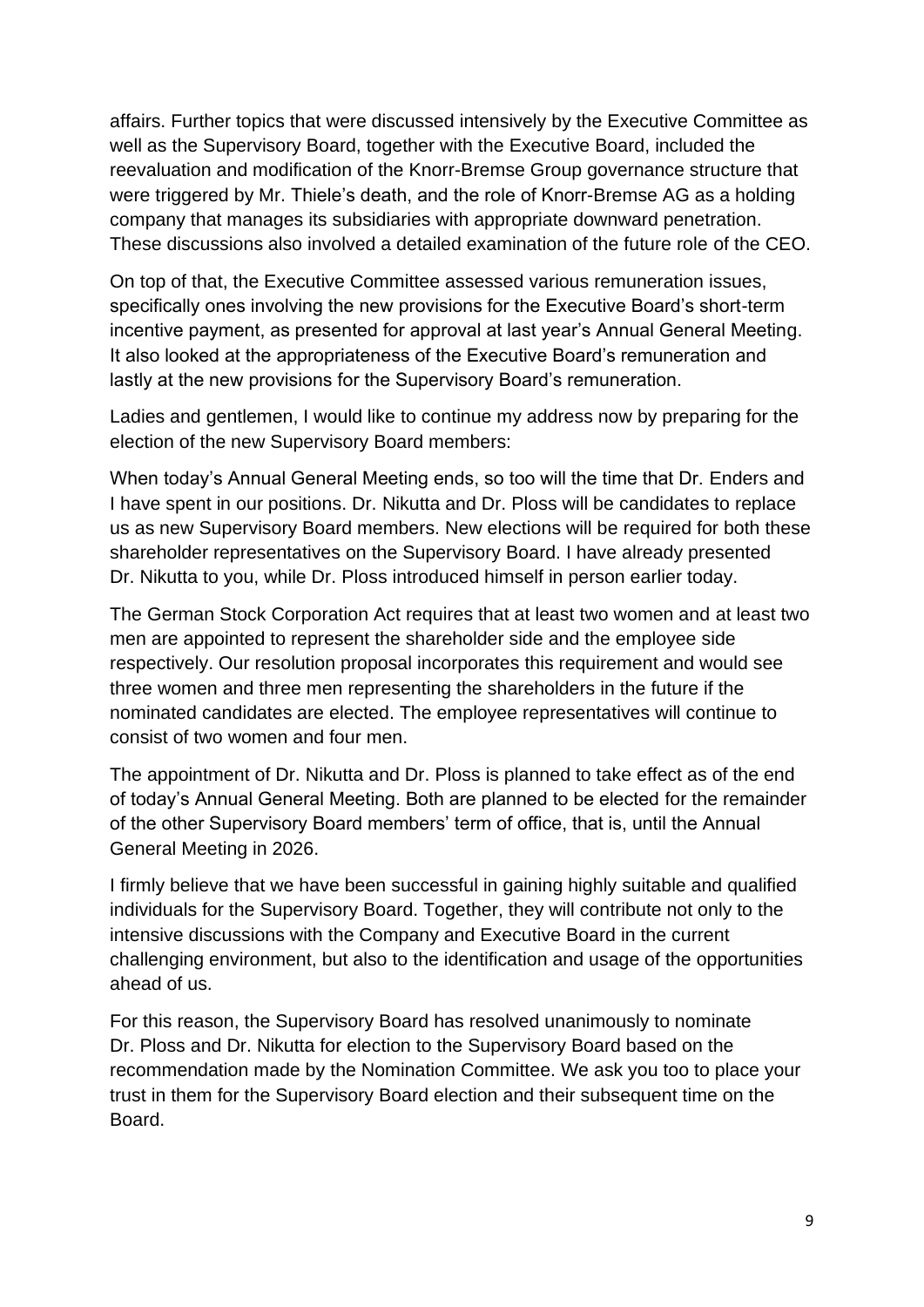affairs. Further topics that were discussed intensively by the Executive Committee as well as the Supervisory Board, together with the Executive Board, included the reevaluation and modification of the Knorr-Bremse Group governance structure that were triggered by Mr. Thiele's death, and the role of Knorr-Bremse AG as a holding company that manages its subsidiaries with appropriate downward penetration. These discussions also involved a detailed examination of the future role of the CEO.

On top of that, the Executive Committee assessed various remuneration issues, specifically ones involving the new provisions for the Executive Board's short-term incentive payment, as presented for approval at last year's Annual General Meeting. It also looked at the appropriateness of the Executive Board's remuneration and lastly at the new provisions for the Supervisory Board's remuneration.

Ladies and gentlemen, I would like to continue my address now by preparing for the election of the new Supervisory Board members:

When today's Annual General Meeting ends, so too will the time that Dr. Enders and I have spent in our positions. Dr. Nikutta and Dr. Ploss will be candidates to replace us as new Supervisory Board members. New elections will be required for both these shareholder representatives on the Supervisory Board. I have already presented Dr. Nikutta to you, while Dr. Ploss introduced himself in person earlier today.

The German Stock Corporation Act requires that at least two women and at least two men are appointed to represent the shareholder side and the employee side respectively. Our resolution proposal incorporates this requirement and would see three women and three men representing the shareholders in the future if the nominated candidates are elected. The employee representatives will continue to consist of two women and four men.

The appointment of Dr. Nikutta and Dr. Ploss is planned to take effect as of the end of today's Annual General Meeting. Both are planned to be elected for the remainder of the other Supervisory Board members' term of office, that is, until the Annual General Meeting in 2026.

I firmly believe that we have been successful in gaining highly suitable and qualified individuals for the Supervisory Board. Together, they will contribute not only to the intensive discussions with the Company and Executive Board in the current challenging environment, but also to the identification and usage of the opportunities ahead of us.

For this reason, the Supervisory Board has resolved unanimously to nominate Dr. Ploss and Dr. Nikutta for election to the Supervisory Board based on the recommendation made by the Nomination Committee. We ask you too to place your trust in them for the Supervisory Board election and their subsequent time on the Board.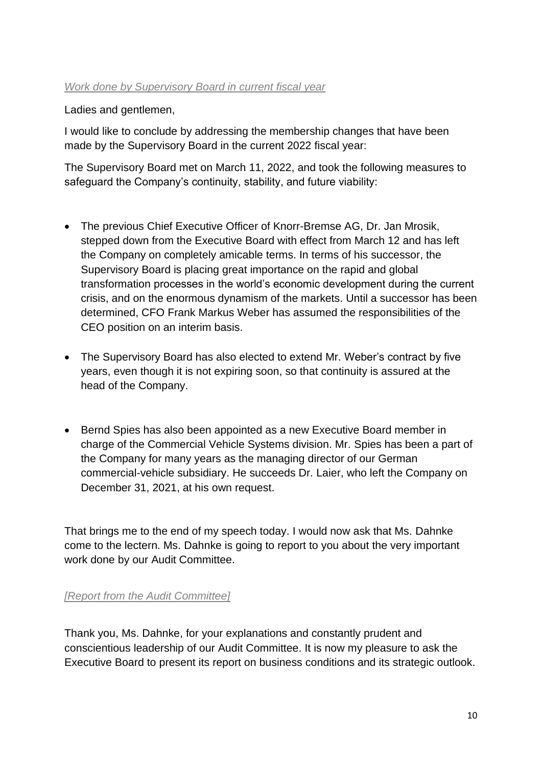*Work done by Supervisory Board in current fiscal year*

Ladies and gentlemen,

I would like to conclude by addressing the membership changes that have been made by the Supervisory Board in the current 2022 fiscal year:

The Supervisory Board met on March 11, 2022, and took the following measures to safeguard the Company's continuity, stability, and future viability:

- The previous Chief Executive Officer of Knorr-Bremse AG, Dr. Jan Mrosik, stepped down from the Executive Board with effect from March 12 and has left the Company on completely amicable terms. In terms of his successor, the Supervisory Board is placing great importance on the rapid and global transformation processes in the world's economic development during the current crisis, and on the enormous dynamism of the markets. Until a successor has been determined, CFO Frank Markus Weber has assumed the responsibilities of the CEO position on an interim basis.

- The Supervisory Board has also elected to extend Mr. Weber's contract by five years, even though it is not expiring soon, so that continuity is assured at the head of the Company.

- Bernd Spies has also been appointed as a new Executive Board member in charge of the Commercial Vehicle Systems division. Mr. Spies has been a part of the Company for many years as the managing director of our German commercial-vehicle subsidiary. He succeeds Dr. Laier, who left the Company on December 31, 2021, at his own request.

That brings me to the end of my speech today. I would now ask that Ms. Dahnke come to the lectern. Ms. Dahnke is going to report to you about the very important work done by our Audit Committee.

*[Report from the Audit Committee]*

Thank you, Ms. Dahnke, for your explanations and constantly prudent and conscientious leadership of our Audit Committee. It is now my pleasure to ask the Executive Board to present its report on business conditions and its strategic outlook.